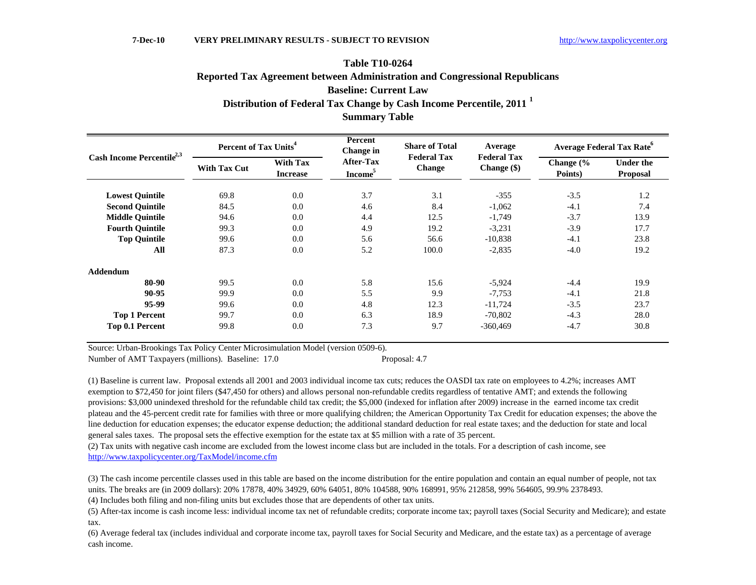7-Dec-10 **VERY PRELIMINARY RESULTS - SUBJECT TO REVISION** http://www.taxpolicycenter.org

# Table T10-0264
## Reported Tax Agreement between Administration and Congressional Republicans
## Baseline: Current Law
## Distribution of Federal Tax Change by Cash Income Percentile, 2011 [1]
## Summary Table

| Cash Income Percentile[2,3] | Percent of Tax Units[4] | | Percent Change in After-Tax Income[5] | Share of Total Federal Tax Change | Average Federal Tax Change ($) | Average Federal Tax Rate[6] | |
|---|---|---|---|---|---|---|---|
| | With Tax Cut | With Tax Increase | | | | Change (% Points) | Under the Proposal |
| **Lowest Quintile** | 69.8 | 0.0 | 3.7 | 3.1 | -355 | -3.5 | 1.2 |
| **Second Quintile** | 84.5 | 0.0 | 4.6 | 8.4 | -1,062 | -4.1 | 7.4 |
| **Middle Quintile** | 94.6 | 0.0 | 4.4 | 12.5 | -1,749 | -3.7 | 13.9 |
| **Fourth Quintile** | 99.3 | 0.0 | 4.9 | 19.2 | -3,231 | -3.9 | 17.7 |
| **Top Quintile** | 99.6 | 0.0 | 5.6 | 56.6 | -10,838 | -4.1 | 23.8 |
| **All** | 87.3 | 0.0 | 5.2 | 100.0 | -2,835 | -4.0 | 19.2 |
| **Addendum** | | | | | | | |
| **80-90** | 99.5 | 0.0 | 5.8 | 15.6 | -5,924 | -4.4 | 19.9 |
| **90-95** | 99.9 | 0.0 | 5.5 | 9.9 | -7,753 | -4.1 | 21.8 |
| **95-99** | 99.6 | 0.0 | 4.8 | 12.3 | -11,724 | -3.5 | 23.7 |
| **Top 1 Percent** | 99.7 | 0.0 | 6.3 | 18.9 | -70,802 | -4.3 | 28.0 |
| **Top 0.1 Percent** | 99.8 | 0.0 | 7.3 | 9.7 | -360,469 | -4.7 | 30.8 |

Source: Urban-Brookings Tax Policy Center Microsimulation Model (version 0509-6).

Number of AMT Taxpayers (millions). Baseline: 17.0 Proposal: 4.7

(1) Baseline is current law. Proposal extends all 2001 and 2003 individual income tax cuts; reduces the OASDI tax rate on employees to 4.2%; increases AMT exemption to $72,450 for joint filers ($47,450 for others) and allows personal non-refundable credits regardless of tentative AMT; and extends the following provisions: $3,000 unindexed threshold for the refundable child tax credit; the $5,000 (indexed for inflation after 2009) increase in the earned income tax credit plateau and the 45-percent credit rate for families with three or more qualifying children; the American Opportunity Tax Credit for education expenses; the above the line deduction for education expenses; the educator expense deduction; the additional standard deduction for real estate taxes; and the deduction for state and local general sales taxes. The proposal sets the effective exemption for the estate tax at $5 million with a rate of 35 percent.

(2) Tax units with negative cash income are excluded from the lowest income class but are included in the totals. For a description of cash income, see http://www.taxpolicycenter.org/TaxModel/income.cfm

(3) The cash income percentile classes used in this table are based on the income distribution for the entire population and contain an equal number of people, not tax units. The breaks are (in 2009 dollars): 20% 17878, 40% 34929, 60% 64051, 80% 104588, 90% 168991, 95% 212858, 99% 564605, 99.9% 2378493.

(4) Includes both filing and non-filing units but excludes those that are dependents of other tax units.

(5) After-tax income is cash income less: individual income tax net of refundable credits; corporate income tax; payroll taxes (Social Security and Medicare); and estate tax.

(6) Average federal tax (includes individual and corporate income tax, payroll taxes for Social Security and Medicare, and the estate tax) as a percentage of average cash income.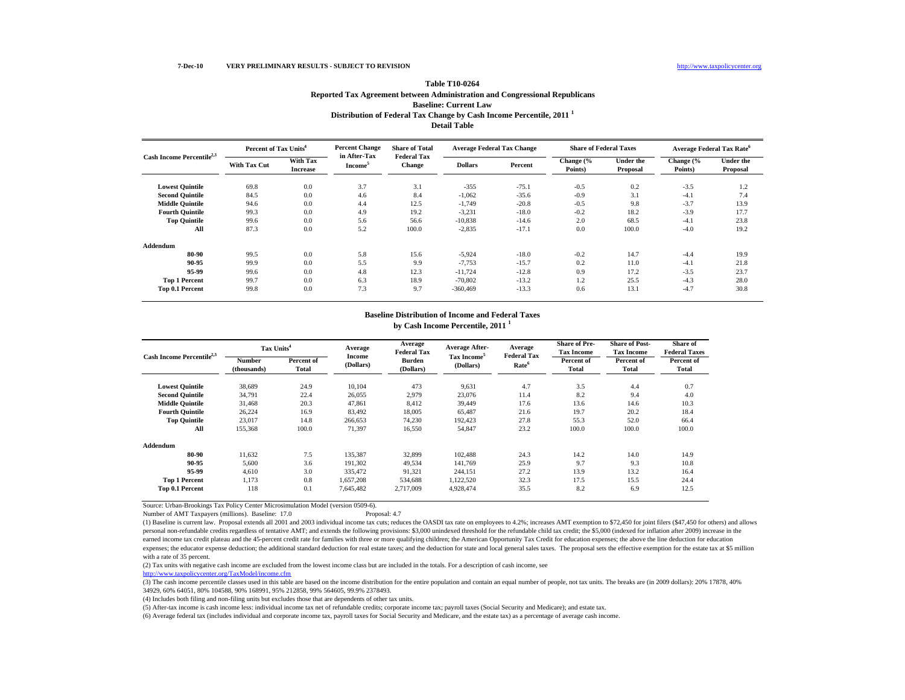7-Dec-10 **VERY PRELIMINARY RESULTS - SUBJECT TO REVISION** http://www.taxpolicycenter.org

**Table T10-0264**

**Reported Tax Agreement between Administration and Congressional Republicans**

**Baseline: Current Law**

**Distribution of Federal Tax Change by Cash Income Percentile, 2011 [1]**

**Detail Table**

| Cash Income Percentile[2,3] | Percent of Tax Units[4] | | Percent Change in After-Tax Income[5] | Share of Total Federal Tax Change | Average Federal Tax Change | | Share of Federal Taxes | | Average Federal Tax Rate[6] | |
|---|---|---|---|---|---|---|---|---|---|---|
| | With Tax Cut | With Tax Increase | | | Dollars | Percent | Change (% Points) | Under the Proposal | Change (% Points) | Under the Proposal |
| **Lowest Quintile** | 69.8 | 0.0 | 3.7 | 3.1 | -355 | -75.1 | -0.5 | 0.2 | -3.5 | 1.2 |
| **Second Quintile** | 84.5 | 0.0 | 4.6 | 8.4 | -1,062 | -35.6 | -0.9 | 3.1 | -4.1 | 7.4 |
| **Middle Quintile** | 94.6 | 0.0 | 4.4 | 12.5 | -1,749 | -20.8 | -0.5 | 9.8 | -3.7 | 13.9 |
| **Fourth Quintile** | 99.3 | 0.0 | 4.9 | 19.2 | -3,231 | -18.0 | -0.2 | 18.2 | -3.9 | 17.7 |
| **Top Quintile** | 99.6 | 0.0 | 5.6 | 56.6 | -10,838 | -14.6 | 2.0 | 68.5 | -4.1 | 23.8 |
| **All** | 87.3 | 0.0 | 5.2 | 100.0 | -2,835 | -17.1 | 0.0 | 100.0 | -4.0 | 19.2 |
| **Addendum** | | | | | | | | | | |
| **80-90** | 99.5 | 0.0 | 5.8 | 15.6 | -5,924 | -18.0 | -0.2 | 14.7 | -4.4 | 19.9 |
| **90-95** | 99.9 | 0.0 | 5.5 | 9.9 | -7,753 | -15.7 | 0.2 | 11.0 | -4.1 | 21.8 |
| **95-99** | 99.6 | 0.0 | 4.8 | 12.3 | -11,724 | -12.8 | 0.9 | 17.2 | -3.5 | 23.7 |
| **Top 1 Percent** | 99.7 | 0.0 | 6.3 | 18.9 | -70,802 | -13.2 | 1.2 | 25.5 | -4.3 | 28.0 |
| **Top 0.1 Percent** | 99.8 | 0.0 | 7.3 | 9.7 | -360,469 | -13.3 | 0.6 | 13.1 | -4.7 | 30.8 |

**Baseline Distribution of Income and Federal Taxes**

**by Cash Income Percentile, 2011 [1]**

| Cash Income Percentile[2,3] | Tax Units[4] | | Average Income (Dollars) | Average Federal Tax Burden (Dollars) | Average After-Tax Income[5] (Dollars) | Average Federal Tax Rate[6] | Share of Pre-Tax Income | Share of Post-Tax Income | Share of Federal Taxes |
|---|---|---|---|---|---|---|---|---|---|
| | Number (thousands) | Percent of Total | | | | | Percent of Total | Percent of Total | Percent of Total |
| **Lowest Quintile** | 38,689 | 24.9 | 10,104 | 473 | 9,631 | 4.7 | 3.5 | 4.4 | 0.7 |
| **Second Quintile** | 34,791 | 22.4 | 26,055 | 2,979 | 23,076 | 11.4 | 8.2 | 9.4 | 4.0 |
| **Middle Quintile** | 31,468 | 20.3 | 47,861 | 8,412 | 39,449 | 17.6 | 13.6 | 14.6 | 10.3 |
| **Fourth Quintile** | 26,224 | 16.9 | 83,492 | 18,005 | 65,487 | 21.6 | 19.7 | 20.2 | 18.4 |
| **Top Quintile** | 23,017 | 14.8 | 266,653 | 74,230 | 192,423 | 27.8 | 55.3 | 52.0 | 66.4 |
| **All** | 155,368 | 100.0 | 71,397 | 16,550 | 54,847 | 23.2 | 100.0 | 100.0 | 100.0 |
| **Addendum** | | | | | | | | | |
| **80-90** | 11,632 | 7.5 | 135,387 | 32,899 | 102,488 | 24.3 | 14.2 | 14.0 | 14.9 |
| **90-95** | 5,600 | 3.6 | 191,302 | 49,534 | 141,769 | 25.9 | 9.7 | 9.3 | 10.8 |
| **95-99** | 4,610 | 3.0 | 335,472 | 91,321 | 244,151 | 27.2 | 13.9 | 13.2 | 16.4 |
| **Top 1 Percent** | 1,173 | 0.8 | 1,657,208 | 534,688 | 1,122,520 | 32.3 | 17.5 | 15.5 | 24.4 |
| **Top 0.1 Percent** | 118 | 0.1 | 7,645,482 | 2,717,009 | 4,928,474 | 35.5 | 8.2 | 6.9 | 12.5 |

Source: Urban-Brookings Tax Policy Center Microsimulation Model (version 0509-6).

Number of AMT Taxpayers (millions). Baseline: 17.0 Proposal: 4.7

(1) Baseline is current law. Proposal extends all 2001 and 2003 individual income tax cuts; reduces the OASDI tax rate on employees to 4.2%; increases AMT exemption to $72,450 for joint filers ($47,450 for others) and allows personal non-refundable credits regardless of tentative AMT; and extends the following provisions: $3,000 unindexed threshold for the refundable child tax credit; the $5,000 (indexed for inflation after 2009) increase in the earned income tax credit plateau and the 45-percent credit rate for families with three or more qualifying children; the American Opportunity Tax Credit for education expenses; the above the line deduction for education expenses; the educator expense deduction; the additional standard deduction for real estate taxes; and the deduction for state and local general sales taxes. The proposal sets the effective exemption for the estate tax at $5 million with a rate of 35 percent.

(2) Tax units with negative cash income are excluded from the lowest income class but are included in the totals. For a description of cash income, see http://www.taxpolicycenter.org/TaxModel/income.cfm

(3) The cash income percentile classes used in this table are based on the income distribution for the entire population and contain an equal number of people, not tax units. The breaks are (in 2009 dollars): 20% 17878, 40% 34929, 60% 64051, 80% 104588, 90% 168991, 95% 212858, 99% 564605, 99.9% 2378493.

(4) Includes both filing and non-filing units but excludes those that are dependents of other tax units.

(5) After-tax income is cash income less: individual income tax net of refundable credits; corporate income tax; payroll taxes (Social Security and Medicare); and estate tax.

(6) Average federal tax (includes individual and corporate income tax, payroll taxes for Social Security and Medicare, and the estate tax) as a percentage of average cash income.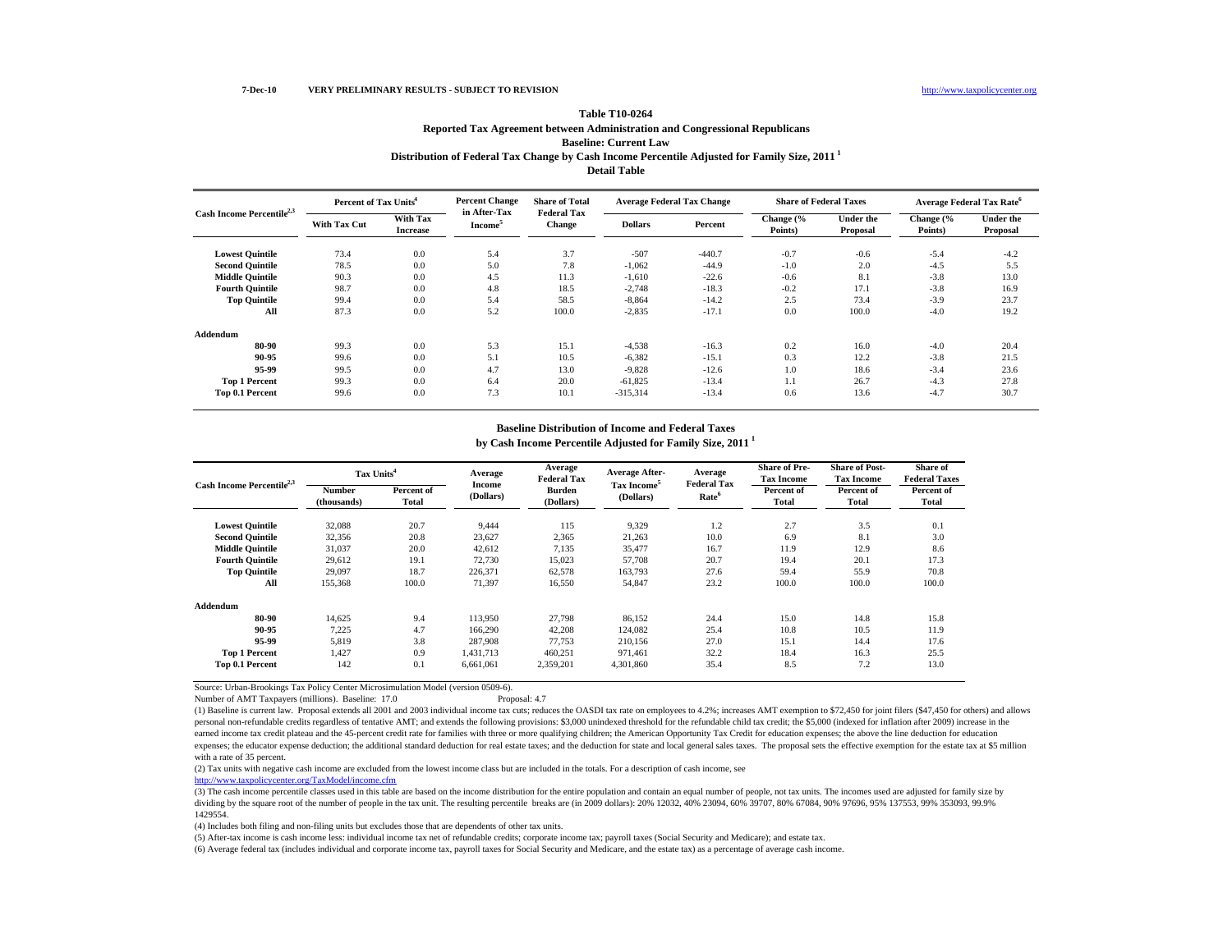7-Dec-10 **VERY PRELIMINARY RESULTS - SUBJECT TO REVISION** http://www.taxpolicycenter.org

**Table T10-0264**

**Reported Tax Agreement between Administration and Congressional Republicans**

**Baseline: Current Law**

**Distribution of Federal Tax Change by Cash Income Percentile Adjusted for Family Size, 2011 [1]**

**Detail Table**

| Cash Income Percentile[2,3] | Percent of Tax Units[4] | | Percent Change in After-Tax Income[5] | Share of Total Federal Tax Change | Average Federal Tax Change | | Share of Federal Taxes | | Average Federal Tax Rate[6] | |
|---|---|---|---|---|---|---|---|---|---|---|
| | With Tax Cut | With Tax Increase | | | Dollars | Percent | Change (% Points) | Under the Proposal | Change (% Points) | Under the Proposal |
| **Lowest Quintile** | 73.4 | 0.0 | 5.4 | 3.7 | -507 | -440.7 | -0.7 | -0.6 | -5.4 | -4.2 |
| **Second Quintile** | 78.5 | 0.0 | 5.0 | 7.8 | -1,062 | -44.9 | -1.0 | 2.0 | -4.5 | 5.5 |
| **Middle Quintile** | 90.3 | 0.0 | 4.5 | 11.3 | -1,610 | -22.6 | -0.6 | 8.1 | -3.8 | 13.0 |
| **Fourth Quintile** | 98.7 | 0.0 | 4.8 | 18.5 | -2,748 | -18.3 | -0.2 | 17.1 | -3.8 | 16.9 |
| **Top Quintile** | 99.4 | 0.0 | 5.4 | 58.5 | -8,864 | -14.2 | 2.5 | 73.4 | -3.9 | 23.7 |
| **All** | 87.3 | 0.0 | 5.2 | 100.0 | -2,835 | -17.1 | 0.0 | 100.0 | -4.0 | 19.2 |
| **Addendum** | | | | | | | | | | |
| **80-90** | 99.3 | 0.0 | 5.3 | 15.1 | -4,538 | -16.3 | 0.2 | 16.0 | -4.0 | 20.4 |
| **90-95** | 99.6 | 0.0 | 5.1 | 10.5 | -6,382 | -15.1 | 0.3 | 12.2 | -3.8 | 21.5 |
| **95-99** | 99.5 | 0.0 | 4.7 | 13.0 | -9,828 | -12.6 | 1.0 | 18.6 | -3.4 | 23.6 |
| **Top 1 Percent** | 99.3 | 0.0 | 6.4 | 20.0 | -61,825 | -13.4 | 1.1 | 26.7 | -4.3 | 27.8 |
| **Top 0.1 Percent** | 99.6 | 0.0 | 7.3 | 10.1 | -315,314 | -13.4 | 0.6 | 13.6 | -4.7 | 30.7 |

**Baseline Distribution of Income and Federal Taxes**

**by Cash Income Percentile Adjusted for Family Size, 2011 [1]**

| Cash Income Percentile[2,3] | Tax Units[4] | | Average Income (Dollars) | Average Federal Tax Burden (Dollars) | Average After-Tax Income[5] (Dollars) | Average Federal Tax Rate[6] | Share of Pre-Tax Income | Share of Post-Tax Income | Share of Federal Taxes |
|---|---|---|---|---|---|---|---|---|---|
| | Number (thousands) | Percent of Total | | | | | Percent of Total | Percent of Total | Percent of Total |
| **Lowest Quintile** | 32,088 | 20.7 | 9,444 | 115 | 9,329 | 1.2 | 2.7 | 3.5 | 0.1 |
| **Second Quintile** | 32,356 | 20.8 | 23,627 | 2,365 | 21,263 | 10.0 | 6.9 | 8.1 | 3.0 |
| **Middle Quintile** | 31,037 | 20.0 | 42,612 | 7,135 | 35,477 | 16.7 | 11.9 | 12.9 | 8.6 |
| **Fourth Quintile** | 29,612 | 19.1 | 72,730 | 15,023 | 57,708 | 20.7 | 19.4 | 20.1 | 17.3 |
| **Top Quintile** | 29,097 | 18.7 | 226,371 | 62,578 | 163,793 | 27.6 | 59.4 | 55.9 | 70.8 |
| **All** | 155,368 | 100.0 | 71,397 | 16,550 | 54,847 | 23.2 | 100.0 | 100.0 | 100.0 |
| **Addendum** | | | | | | | | | |
| **80-90** | 14,625 | 9.4 | 113,950 | 27,798 | 86,152 | 24.4 | 15.0 | 14.8 | 15.8 |
| **90-95** | 7,225 | 4.7 | 166,290 | 42,208 | 124,082 | 25.4 | 10.8 | 10.5 | 11.9 |
| **95-99** | 5,819 | 3.8 | 287,908 | 77,753 | 210,156 | 27.0 | 15.1 | 14.4 | 17.6 |
| **Top 1 Percent** | 1,427 | 0.9 | 1,431,713 | 460,251 | 971,461 | 32.2 | 18.4 | 16.3 | 25.5 |
| **Top 0.1 Percent** | 142 | 0.1 | 6,661,061 | 2,359,201 | 4,301,860 | 35.4 | 8.5 | 7.2 | 13.0 |

Source: Urban-Brookings Tax Policy Center Microsimulation Model (version 0509-6).

Number of AMT Taxpayers (millions). Baseline: 17.0 Proposal: 4.7

(1) Baseline is current law. Proposal extends all 2001 and 2003 individual income tax cuts; reduces the OASDI tax rate on employees to 4.2%; increases AMT exemption to $72,450 for joint filers ($47,450 for others) and allows personal non-refundable credits regardless of tentative AMT; and extends the following provisions: $3,000 unindexed threshold for the refundable child tax credit; the $5,000 (indexed for inflation after 2009) increase in the earned income tax credit plateau and the 45-percent credit rate for families with three or more qualifying children; the American Opportunity Tax Credit for education expenses; the above the line deduction for education expenses; the educator expense deduction; the additional standard deduction for real estate taxes; and the deduction for state and local general sales taxes. The proposal sets the effective exemption for the estate tax at $5 million with a rate of 35 percent.

(2) Tax units with negative cash income are excluded from the lowest income class but are included in the totals. For a description of cash income, see http://www.taxpolicycenter.org/TaxModel/income.cfm

(3) The cash income percentile classes used in this table are based on the income distribution for the entire population and contain an equal number of people, not tax units. The incomes used are adjusted for family size by dividing by the square root of the number of people in the tax unit. The resulting percentile breaks are (in 2009 dollars): 20% 12032, 40% 23094, 60% 39707, 80% 67084, 90% 97696, 95% 137553, 99% 353093, 99.9% 1429554.

(4) Includes both filing and non-filing units but excludes those that are dependents of other tax units.

(5) After-tax income is cash income less: individual income tax net of refundable credits; corporate income tax; payroll taxes (Social Security and Medicare); and estate tax.

(6) Average federal tax (includes individual and corporate income tax, payroll taxes for Social Security and Medicare, and the estate tax) as a percentage of average cash income.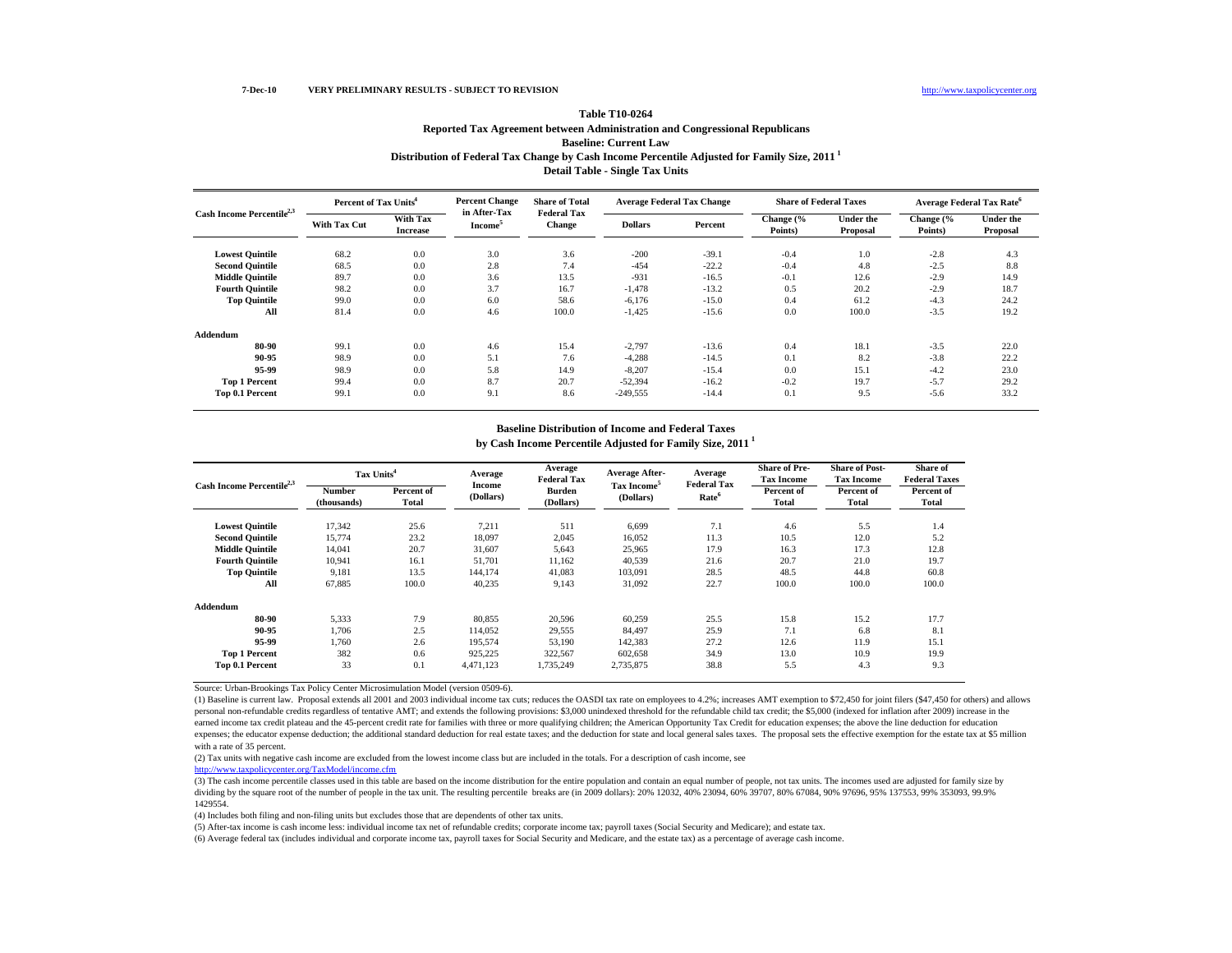7-Dec-10 VERY PRELIMINARY RESULTS - SUBJECT TO REVISION http://www.taxpolicycenter.org

**Table T10-0264**

**Reported Tax Agreement between Administration and Congressional Republicans**

**Baseline: Current Law**

**Distribution of Federal Tax Change by Cash Income Percentile Adjusted for Family Size, 2011 [1]**

**Detail Table - Single Tax Units**

| Cash Income Percentile[2,3] | Percent of Tax Units[4] | | Percent Change in After-Tax Income[5] | Share of Total Federal Tax Change | Average Federal Tax Change | | Share of Federal Taxes | | Average Federal Tax Rate[6] | |
|---|---|---|---|---|---|---|---|---|---|---|
| | With Tax Cut | With Tax Increase | | | Dollars | Percent | Change (% Points) | Under the Proposal | Change (% Points) | Under the Proposal |
| **Lowest Quintile** | 68.2 | 0.0 | 3.0 | 3.6 | -200 | -39.1 | -0.4 | 1.0 | -2.8 | 4.3 |
| **Second Quintile** | 68.5 | 0.0 | 2.8 | 7.4 | -454 | -22.2 | -0.4 | 4.8 | -2.5 | 8.8 |
| **Middle Quintile** | 89.7 | 0.0 | 3.6 | 13.5 | -931 | -16.5 | -0.1 | 12.6 | -2.9 | 14.9 |
| **Fourth Quintile** | 98.2 | 0.0 | 3.7 | 16.7 | -1,478 | -13.2 | 0.5 | 20.2 | -2.9 | 18.7 |
| **Top Quintile** | 99.0 | 0.0 | 6.0 | 58.6 | -6,176 | -15.0 | 0.4 | 61.2 | -4.3 | 24.2 |
| **All** | 81.4 | 0.0 | 4.6 | 100.0 | -1,425 | -15.6 | 0.0 | 100.0 | -3.5 | 19.2 |
| **Addendum** | | | | | | | | | | |
| **80-90** | 99.1 | 0.0 | 4.6 | 15.4 | -2,797 | -13.6 | 0.4 | 18.1 | -3.5 | 22.0 |
| **90-95** | 98.9 | 0.0 | 5.1 | 7.6 | -4,288 | -14.5 | 0.1 | 8.2 | -3.8 | 22.2 |
| **95-99** | 98.9 | 0.0 | 5.8 | 14.9 | -8,207 | -15.4 | 0.0 | 15.1 | -4.2 | 23.0 |
| **Top 1 Percent** | 99.4 | 0.0 | 8.7 | 20.7 | -52,394 | -16.2 | -0.2 | 19.7 | -5.7 | 29.2 |
| **Top 0.1 Percent** | 99.1 | 0.0 | 9.1 | 8.6 | -249,555 | -14.4 | 0.1 | 9.5 | -5.6 | 33.2 |

**Baseline Distribution of Income and Federal Taxes**

**by Cash Income Percentile Adjusted for Family Size, 2011 [1]**

| Cash Income Percentile[2,3] | Tax Units[4] | | Average Income (Dollars) | Average Federal Tax Burden (Dollars) | Average After-Tax Income[5] (Dollars) | Average Federal Tax Rate[6] | Share of Pre-Tax Income | Share of Post-Tax Income | Share of Federal Taxes |
|---|---|---|---|---|---|---|---|---|---|
| | Number (thousands) | Percent of Total | | | | | Percent of Total | Percent of Total | Percent of Total |
| **Lowest Quintile** | 17,342 | 25.6 | 7,211 | 511 | 6,699 | 7.1 | 4.6 | 5.5 | 1.4 |
| **Second Quintile** | 15,774 | 23.2 | 18,097 | 2,045 | 16,052 | 11.3 | 10.5 | 12.0 | 5.2 |
| **Middle Quintile** | 14,041 | 20.7 | 31,607 | 5,643 | 25,965 | 17.9 | 16.3 | 17.3 | 12.8 |
| **Fourth Quintile** | 10,941 | 16.1 | 51,701 | 11,162 | 40,539 | 21.6 | 20.7 | 21.0 | 19.7 |
| **Top Quintile** | 9,181 | 13.5 | 144,174 | 41,083 | 103,091 | 28.5 | 48.5 | 44.8 | 60.8 |
| **All** | 67,885 | 100.0 | 40,235 | 9,143 | 31,092 | 22.7 | 100.0 | 100.0 | 100.0 |
| **Addendum** | | | | | | | | | |
| **80-90** | 5,333 | 7.9 | 80,855 | 20,596 | 60,259 | 25.5 | 15.8 | 15.2 | 17.7 |
| **90-95** | 1,706 | 2.5 | 114,052 | 29,555 | 84,497 | 25.9 | 7.1 | 6.8 | 8.1 |
| **95-99** | 1,760 | 2.6 | 195,574 | 53,190 | 142,383 | 27.2 | 12.6 | 11.9 | 15.1 |
| **Top 1 Percent** | 382 | 0.6 | 925,225 | 322,567 | 602,658 | 34.9 | 13.0 | 10.9 | 19.9 |
| **Top 0.1 Percent** | 33 | 0.1 | 4,471,123 | 1,735,249 | 2,735,875 | 38.8 | 5.5 | 4.3 | 9.3 |

Source: Urban-Brookings Tax Policy Center Microsimulation Model (version 0509-6).

(1) Baseline is current law. Proposal extends all 2001 and 2003 individual income tax cuts; reduces the OASDI tax rate on employees to 4.2%; increases AMT exemption to $72,450 for joint filers ($47,450 for others) and allows personal non-refundable credits regardless of tentative AMT; and extends the following provisions: $3,000 unindexed threshold for the refundable child tax credit; the $5,000 (indexed for inflation after 2009) increase in the earned income tax credit plateau and the 45-percent credit rate for families with three or more qualifying children; the American Opportunity Tax Credit for education expenses; the above the line deduction for education expenses; the educator expense deduction; the additional standard deduction for real estate taxes; and the deduction for state and local general sales taxes. The proposal sets the effective exemption for the estate tax at $5 million with a rate of 35 percent.

(2) Tax units with negative cash income are excluded from the lowest income class but are included in the totals. For a description of cash income, see http://www.taxpolicycenter.org/TaxModel/income.cfm

(3) The cash income percentile classes used in this table are based on the income distribution for the entire population and contain an equal number of people, not tax units. The incomes used are adjusted for family size by dividing by the square root of the number of people in the tax unit. The resulting percentile breaks are (in 2009 dollars): 20% 12032, 40% 23094, 60% 39707, 80% 67084, 90% 97696, 95% 137553, 99% 353093, 99.9% 1429554.

(4) Includes both filing and non-filing units but excludes those that are dependents of other tax units.

(5) After-tax income is cash income less: individual income tax net of refundable credits; corporate income tax; payroll taxes (Social Security and Medicare); and estate tax.

(6) Average federal tax (includes individual and corporate income tax, payroll taxes for Social Security and Medicare, and the estate tax) as a percentage of average cash income.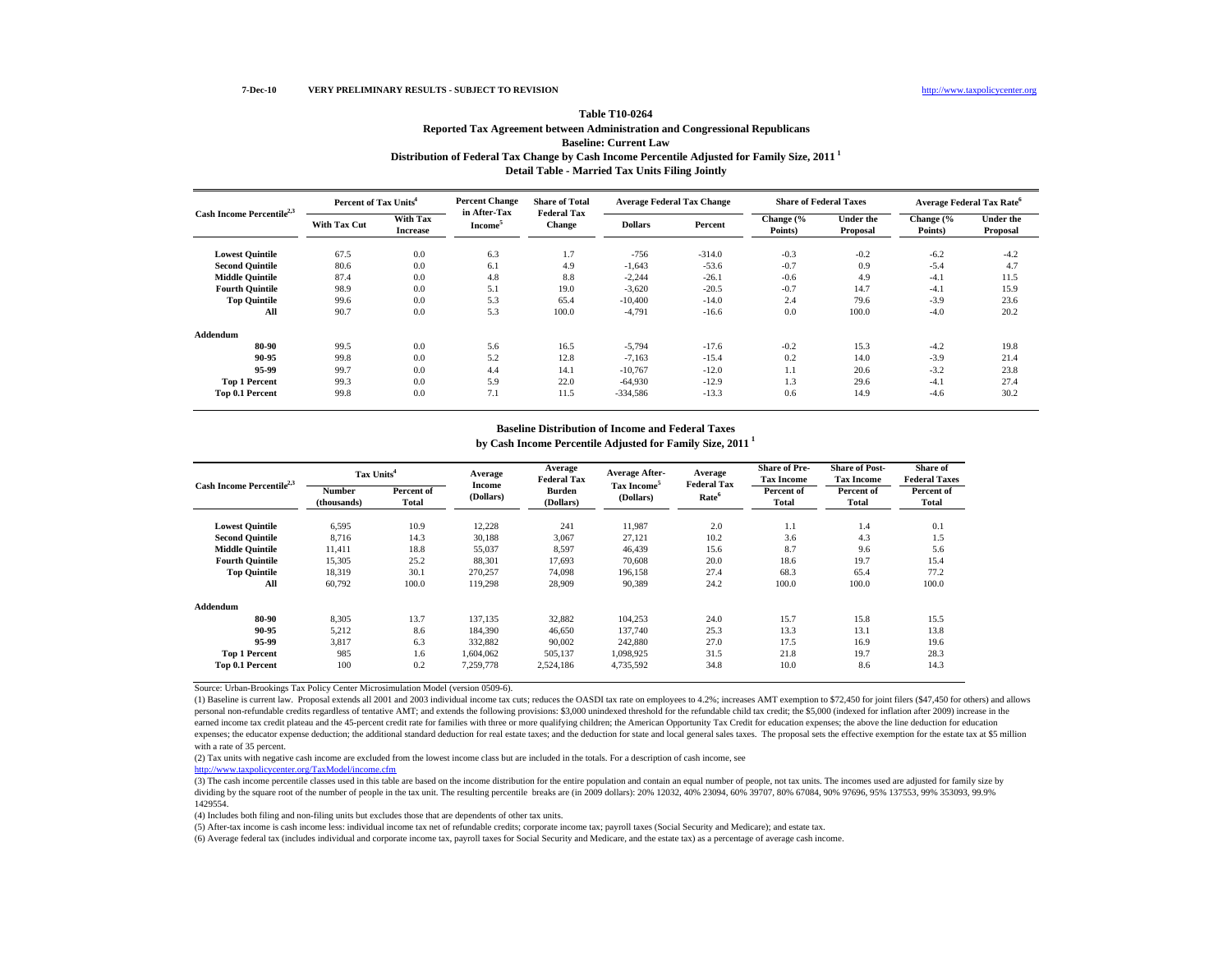7-Dec-10 VERY PRELIMINARY RESULTS - SUBJECT TO REVISION http://www.taxpolicycenter.org

# Table T10-0264

## Reported Tax Agreement between Administration and Congressional Republicans

### Baseline: Current Law

### Distribution of Federal Tax Change by Cash Income Percentile Adjusted for Family Size, 2011 [1]

### Detail Table - Married Tax Units Filing Jointly

| Cash Income Percentile[2,3] | Percent of Tax Units[4] | | Percent Change in After-Tax Income[5] | Share of Total Federal Tax Change | Average Federal Tax Change | | Share of Federal Taxes | | Average Federal Tax Rate[6] | |
|---|---|---|---|---|---|---|---|---|---|---|
| | With Tax Cut | With Tax Increase | | | Dollars | Percent | Change (% Points) | Under the Proposal | Change (% Points) | Under the Proposal |
| Lowest Quintile | 67.5 | 0.0 | 6.3 | 1.7 | -756 | -314.0 | -0.3 | -0.2 | -6.2 | -4.2 |
| Second Quintile | 80.6 | 0.0 | 6.1 | 4.9 | -1,643 | -53.6 | -0.7 | 0.9 | -5.4 | 4.7 |
| Middle Quintile | 87.4 | 0.0 | 4.8 | 8.8 | -2,244 | -26.1 | -0.6 | 4.9 | -4.1 | 11.5 |
| Fourth Quintile | 98.9 | 0.0 | 5.1 | 19.0 | -3,620 | -20.5 | -0.7 | 14.7 | -4.1 | 15.9 |
| Top Quintile | 99.6 | 0.0 | 5.3 | 65.4 | -10,400 | -14.0 | 2.4 | 79.6 | -3.9 | 23.6 |
| All | 90.7 | 0.0 | 5.3 | 100.0 | -4,791 | -16.6 | 0.0 | 100.0 | -4.0 | 20.2 |
| Addendum | | | | | | | | | | |
| 80-90 | 99.5 | 0.0 | 5.6 | 16.5 | -5,794 | -17.6 | -0.2 | 15.3 | -4.2 | 19.8 |
| 90-95 | 99.8 | 0.0 | 5.2 | 12.8 | -7,163 | -15.4 | 0.2 | 14.0 | -3.9 | 21.4 |
| 95-99 | 99.7 | 0.0 | 4.4 | 14.1 | -10,767 | -12.0 | 1.1 | 20.6 | -3.2 | 23.8 |
| Top 1 Percent | 99.3 | 0.0 | 5.9 | 22.0 | -64,930 | -12.9 | 1.3 | 29.6 | -4.1 | 27.4 |
| Top 0.1 Percent | 99.8 | 0.0 | 7.1 | 11.5 | -334,586 | -13.3 | 0.6 | 14.9 | -4.6 | 30.2 |

### Baseline Distribution of Income and Federal Taxes by Cash Income Percentile Adjusted for Family Size, 2011 [1]

| Cash Income Percentile[2,3] | Tax Units[4] | | Average Income (Dollars) | Average Federal Tax Burden (Dollars) | Average After-Tax Income[5] (Dollars) | Average Federal Tax Rate[6] | Share of Pre-Tax Income | Share of Post-Tax Income | Share of Federal Taxes |
|---|---|---|---|---|---|---|---|---|---|
| | Number (thousands) | Percent of Total | | | | | Percent of Total | Percent of Total | Percent of Total |
| Lowest Quintile | 6,595 | 10.9 | 12,228 | 241 | 11,987 | 2.0 | 1.1 | 1.4 | 0.1 |
| Second Quintile | 8,716 | 14.3 | 30,188 | 3,067 | 27,121 | 10.2 | 3.6 | 4.3 | 1.5 |
| Middle Quintile | 11,411 | 18.8 | 55,037 | 8,597 | 46,439 | 15.6 | 8.7 | 9.6 | 5.6 |
| Fourth Quintile | 15,305 | 25.2 | 88,301 | 17,693 | 70,608 | 20.0 | 18.6 | 19.7 | 15.4 |
| Top Quintile | 18,319 | 30.1 | 270,257 | 74,098 | 196,158 | 27.4 | 68.3 | 65.4 | 77.2 |
| All | 60,792 | 100.0 | 119,298 | 28,909 | 90,389 | 24.2 | 100.0 | 100.0 | 100.0 |
| Addendum | | | | | | | | | |
| 80-90 | 8,305 | 13.7 | 137,135 | 32,882 | 104,253 | 24.0 | 15.7 | 15.8 | 15.5 |
| 90-95 | 5,212 | 8.6 | 184,390 | 46,650 | 137,740 | 25.3 | 13.3 | 13.1 | 13.8 |
| 95-99 | 3,817 | 6.3 | 332,882 | 90,002 | 242,880 | 27.0 | 17.5 | 16.9 | 19.6 |
| Top 1 Percent | 985 | 1.6 | 1,604,062 | 505,137 | 1,098,925 | 31.5 | 21.8 | 19.7 | 28.3 |
| Top 0.1 Percent | 100 | 0.2 | 7,259,778 | 2,524,186 | 4,735,592 | 34.8 | 10.0 | 8.6 | 14.3 |

Source: Urban-Brookings Tax Policy Center Microsimulation Model (version 0509-6).

(1) Baseline is current law. Proposal extends all 2001 and 2003 individual income tax cuts; reduces the OASDI tax rate on employees to 4.2%; increases AMT exemption to $72,450 for joint filers ($47,450 for others) and allows personal non-refundable credits regardless of tentative AMT; and extends the following provisions: $3,000 unindexed threshold for the refundable child tax credit; the $5,000 (indexed for inflation after 2009) increase in the earned income tax credit plateau and the 45-percent credit rate for families with three or more qualifying children; the American Opportunity Tax Credit for education expenses; the above the line deduction for education expenses; the educator expense deduction; the additional standard deduction for real estate taxes; and the deduction for state and local general sales taxes. The proposal sets the effective exemption for the estate tax at $5 million with a rate of 35 percent.

(2) Tax units with negative cash income are excluded from the lowest income class but are included in the totals. For a description of cash income, see http://www.taxpolicycenter.org/TaxModel/income.cfm

(3) The cash income percentile classes used in this table are based on the income distribution for the entire population and contain an equal number of people, not tax units. The incomes used are adjusted for family size by dividing by the square root of the number of people in the tax unit. The resulting percentile breaks are (in 2009 dollars): 20% 12032, 40% 23094, 60% 39707, 80% 67084, 90% 97696, 95% 137553, 99% 353093, 99.9% 1429554.

(4) Includes both filing and non-filing units but excludes those that are dependents of other tax units.

(5) After-tax income is cash income less: individual income tax net of refundable credits; corporate income tax; payroll taxes (Social Security and Medicare); and estate tax.

(6) Average federal tax (includes individual and corporate income tax, payroll taxes for Social Security and Medicare, and the estate tax) as a percentage of average cash income.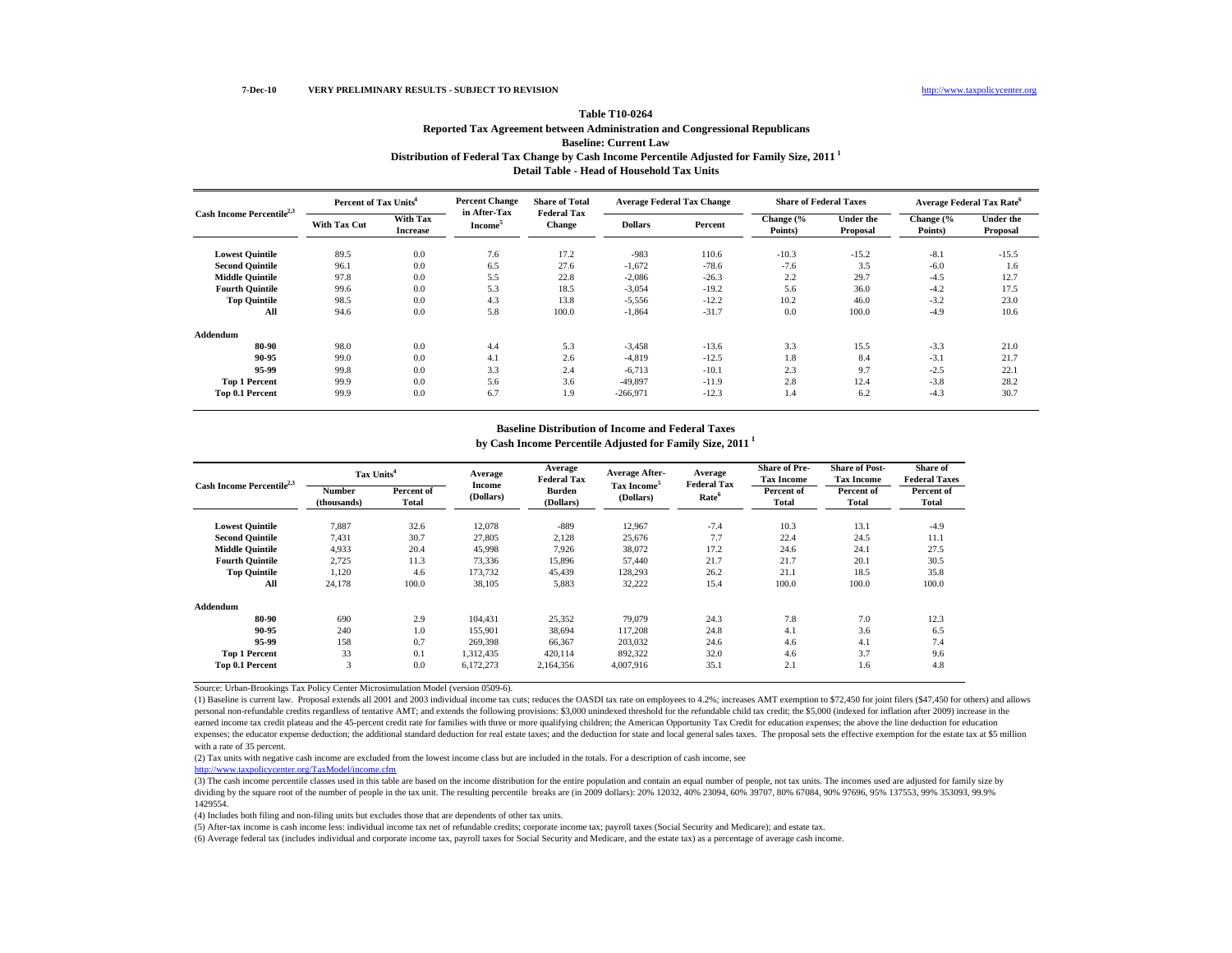7-Dec-10 VERY PRELIMINARY RESULTS - SUBJECT TO REVISION http://www.taxpolicycenter.org

# Table T10-0264

## Reported Tax Agreement between Administration and Congressional Republicans

### Baseline: Current Law

### Distribution of Federal Tax Change by Cash Income Percentile Adjusted for Family Size, 2011 [1]

### Detail Table - Head of Household Tax Units

| Cash Income Percentile[2,3] | Percent of Tax Units[4] | | Percent Change in After-Tax Income[5] | Share of Total Federal Tax Change | Average Federal Tax Change | | Share of Federal Taxes | | Average Federal Tax Rate[6] | |
|---|---|---|---|---|---|---|---|---|---|---|
| | With Tax Cut | With Tax Increase | | | Dollars | Percent | Change (% Points) | Under the Proposal | Change (% Points) | Under the Proposal |
| Lowest Quintile | 89.5 | 0.0 | 7.6 | 17.2 | -983 | 110.6 | -10.3 | -15.2 | -8.1 | -15.5 |
| Second Quintile | 96.1 | 0.0 | 6.5 | 27.6 | -1,672 | -78.6 | -7.6 | 3.5 | -6.0 | 1.6 |
| Middle Quintile | 97.8 | 0.0 | 5.5 | 22.8 | -2,086 | -26.3 | 2.2 | 29.7 | -4.5 | 12.7 |
| Fourth Quintile | 99.6 | 0.0 | 5.3 | 18.5 | -3,054 | -19.2 | 5.6 | 36.0 | -4.2 | 17.5 |
| Top Quintile | 98.5 | 0.0 | 4.3 | 13.8 | -5,556 | -12.2 | 10.2 | 46.0 | -3.2 | 23.0 |
| All | 94.6 | 0.0 | 5.8 | 100.0 | -1,864 | -31.7 | 0.0 | 100.0 | -4.9 | 10.6 |
| **Addendum** | | | | | | | | | | |
| 80-90 | 98.0 | 0.0 | 4.4 | 5.3 | -3,458 | -13.6 | 3.3 | 15.5 | -3.3 | 21.0 |
| 90-95 | 99.0 | 0.0 | 4.1 | 2.6 | -4,819 | -12.5 | 1.8 | 8.4 | -3.1 | 21.7 |
| 95-99 | 99.8 | 0.0 | 3.3 | 2.4 | -6,713 | -10.1 | 2.3 | 9.7 | -2.5 | 22.1 |
| Top 1 Percent | 99.9 | 0.0 | 5.6 | 3.6 | -49,897 | -11.9 | 2.8 | 12.4 | -3.8 | 28.2 |
| Top 0.1 Percent | 99.9 | 0.0 | 6.7 | 1.9 | -266,971 | -12.3 | 1.4 | 6.2 | -4.3 | 30.7 |

### Baseline Distribution of Income and Federal Taxes

### by Cash Income Percentile Adjusted for Family Size, 2011 [1]

| Cash Income Percentile[2,3] | Tax Units[4] | | Average Income (Dollars) | Average Federal Tax Burden (Dollars) | Average After-Tax Income[5] (Dollars) | Average Federal Tax Rate[6] | Share of Pre-Tax Income | Share of Post-Tax Income | Share of Federal Taxes |
|---|---|---|---|---|---|---|---|---|---|
| | Number (thousands) | Percent of Total | | | | | Percent of Total | Percent of Total | Percent of Total |
| Lowest Quintile | 7,887 | 32.6 | 12,078 | -889 | 12,967 | -7.4 | 10.3 | 13.1 | -4.9 |
| Second Quintile | 7,431 | 30.7 | 27,805 | 2,128 | 25,676 | 7.7 | 22.4 | 24.5 | 11.1 |
| Middle Quintile | 4,933 | 20.4 | 45,998 | 7,926 | 38,072 | 17.2 | 24.6 | 24.1 | 27.5 |
| Fourth Quintile | 2,725 | 11.3 | 73,336 | 15,896 | 57,440 | 21.7 | 21.7 | 20.1 | 30.5 |
| Top Quintile | 1,120 | 4.6 | 173,732 | 45,439 | 128,293 | 26.2 | 21.1 | 18.5 | 35.8 |
| All | 24,178 | 100.0 | 38,105 | 5,883 | 32,222 | 15.4 | 100.0 | 100.0 | 100.0 |
| **Addendum** | | | | | | | | | |
| 80-90 | 690 | 2.9 | 104,431 | 25,352 | 79,079 | 24.3 | 7.8 | 7.0 | 12.3 |
| 90-95 | 240 | 1.0 | 155,901 | 38,694 | 117,208 | 24.8 | 4.1 | 3.6 | 6.5 |
| 95-99 | 158 | 0.7 | 269,398 | 66,367 | 203,032 | 24.6 | 4.6 | 4.1 | 7.4 |
| Top 1 Percent | 33 | 0.1 | 1,312,435 | 420,114 | 892,322 | 32.0 | 4.6 | 3.7 | 9.6 |
| Top 0.1 Percent | 3 | 0.0 | 6,172,273 | 2,164,356 | 4,007,916 | 35.1 | 2.1 | 1.6 | 4.8 |

Source: Urban-Brookings Tax Policy Center Microsimulation Model (version 0509-6).

(1) Baseline is current law. Proposal extends all 2001 and 2003 individual income tax cuts; reduces the OASDI tax rate on employees to 4.2%; increases AMT exemption to $72,450 for joint filers ($47,450 for others) and allows personal non-refundable credits regardless of tentative AMT; and extends the following provisions: $3,000 unindexed threshold for the refundable child tax credit; the $5,000 (indexed for inflation after 2009) increase in the earned income tax credit plateau and the 45-percent credit rate for families with three or more qualifying children; the American Opportunity Tax Credit for education expenses; the above the line deduction for education expenses; the educator expense deduction; the additional standard deduction for real estate taxes; and the deduction for state and local general sales taxes. The proposal sets the effective exemption for the estate tax at $5 million with a rate of 35 percent.

(2) Tax units with negative cash income are excluded from the lowest income class but are included in the totals. For a description of cash income, see http://www.taxpolicycenter.org/TaxModel/income.cfm

(3) The cash income percentile classes used in this table are based on the income distribution for the entire population and contain an equal number of people, not tax units. The incomes used are adjusted for family size by dividing by the square root of the number of people in the tax unit. The resulting percentile breaks are (in 2009 dollars): 20% 12032, 40% 23094, 60% 39707, 80% 67084, 90% 97696, 95% 137553, 99% 353093, 99.9% 1429554.

(4) Includes both filing and non-filing units but excludes those that are dependents of other tax units.

(5) After-tax income is cash income less: individual income tax net of refundable credits; corporate income tax; payroll taxes (Social Security and Medicare); and estate tax.

(6) Average federal tax (includes individual and corporate income tax, payroll taxes for Social Security and Medicare, and the estate tax) as a percentage of average cash income.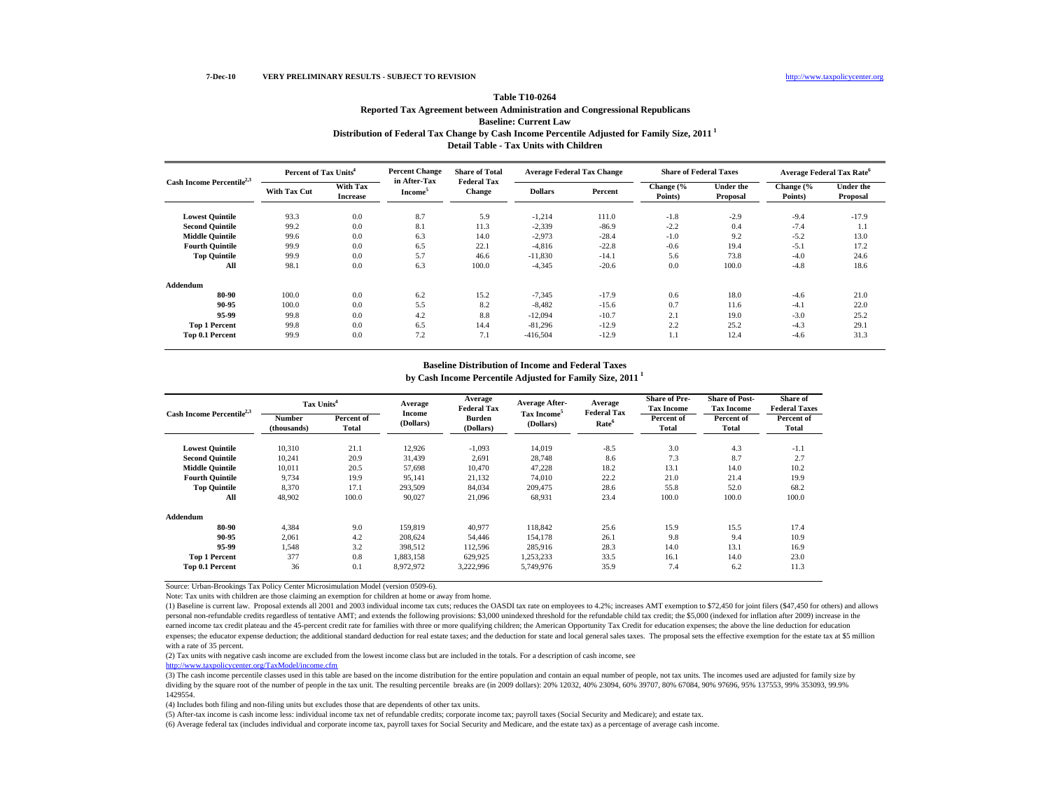7-Dec-10 VERY PRELIMINARY RESULTS - SUBJECT TO REVISION http://www.taxpolicycenter.org

**Table T10-0264**

**Reported Tax Agreement between Administration and Congressional Republicans**

**Baseline: Current Law**

**Distribution of Federal Tax Change by Cash Income Percentile Adjusted for Family Size, 2011 [1]**

**Detail Table - Tax Units with Children**

| Cash Income Percentile[2,3] | Percent of Tax Units[4] | | Percent Change in After-Tax Income[5] | Share of Total Federal Tax Change | Average Federal Tax Change | | Share of Federal Taxes | | Average Federal Tax Rate[6] | |
|---|---|---|---|---|---|---|---|---|---|---|
| | With Tax Cut | With Tax Increase | | | Dollars | Percent | Change (% Points) | Under the Proposal | Change (% Points) | Under the Proposal |
| Lowest Quintile | 93.3 | 0.0 | 8.7 | 5.9 | -1,214 | 111.0 | -1.8 | -2.9 | -9.4 | -17.9 |
| Second Quintile | 99.2 | 0.0 | 8.1 | 11.3 | -2,339 | -86.9 | -2.2 | 0.4 | -7.4 | 1.1 |
| Middle Quintile | 99.6 | 0.0 | 6.3 | 14.0 | -2,973 | -28.4 | -1.0 | 9.2 | -5.2 | 13.0 |
| Fourth Quintile | 99.9 | 0.0 | 6.5 | 22.1 | -4,816 | -22.8 | -0.6 | 19.4 | -5.1 | 17.2 |
| Top Quintile | 99.9 | 0.0 | 5.7 | 46.6 | -11,830 | -14.1 | 5.6 | 73.8 | -4.0 | 24.6 |
| All | 98.1 | 0.0 | 6.3 | 100.0 | -4,345 | -20.6 | 0.0 | 100.0 | -4.8 | 18.6 |
| **Addendum** | | | | | | | | | | |
| 80-90 | 100.0 | 0.0 | 6.2 | 15.2 | -7,345 | -17.9 | 0.6 | 18.0 | -4.6 | 21.0 |
| 90-95 | 100.0 | 0.0 | 5.5 | 8.2 | -8,482 | -15.6 | 0.7 | 11.6 | -4.1 | 22.0 |
| 95-99 | 99.8 | 0.0 | 4.2 | 8.8 | -12,094 | -10.7 | 2.1 | 19.0 | -3.0 | 25.2 |
| Top 1 Percent | 99.8 | 0.0 | 6.5 | 14.4 | -81,296 | -12.9 | 2.2 | 25.2 | -4.3 | 29.1 |
| Top 0.1 Percent | 99.9 | 0.0 | 7.2 | 7.1 | -416,504 | -12.9 | 1.1 | 12.4 | -4.6 | 31.3 |

**Baseline Distribution of Income and Federal Taxes**

**by Cash Income Percentile Adjusted for Family Size, 2011 [1]**

| Cash Income Percentile[2,3] | Tax Units[4] | | Average Income (Dollars) | Average Federal Tax Burden (Dollars) | Average After-Tax Income[5] (Dollars) | Average Federal Tax Rate[6] | Share of Pre-Tax Income | Share of Post-Tax Income | Share of Federal Taxes |
|---|---|---|---|---|---|---|---|---|---|
| | Number (thousands) | Percent of Total | | | | | Percent of Total | Percent of Total | Percent of Total |
| Lowest Quintile | 10,310 | 21.1 | 12,926 | -1,093 | 14,019 | -8.5 | 3.0 | 4.3 | -1.1 |
| Second Quintile | 10,241 | 20.9 | 31,439 | 2,691 | 28,748 | 8.6 | 7.3 | 8.7 | 2.7 |
| Middle Quintile | 10,011 | 20.5 | 57,698 | 10,470 | 47,228 | 18.2 | 13.1 | 14.0 | 10.2 |
| Fourth Quintile | 9,734 | 19.9 | 95,141 | 21,132 | 74,010 | 22.2 | 21.0 | 21.4 | 19.9 |
| Top Quintile | 8,370 | 17.1 | 293,509 | 84,034 | 209,475 | 28.6 | 55.8 | 52.0 | 68.2 |
| All | 48,902 | 100.0 | 90,027 | 21,096 | 68,931 | 23.4 | 100.0 | 100.0 | 100.0 |
| **Addendum** | | | | | | | | | |
| 80-90 | 4,384 | 9.0 | 159,819 | 40,977 | 118,842 | 25.6 | 15.9 | 15.5 | 17.4 |
| 90-95 | 2,061 | 4.2 | 208,624 | 54,446 | 154,178 | 26.1 | 9.8 | 9.4 | 10.9 |
| 95-99 | 1,548 | 3.2 | 398,512 | 112,596 | 285,916 | 28.3 | 14.0 | 13.1 | 16.9 |
| Top 1 Percent | 377 | 0.8 | 1,883,158 | 629,925 | 1,253,233 | 33.5 | 16.1 | 14.0 | 23.0 |
| Top 0.1 Percent | 36 | 0.1 | 8,972,972 | 3,222,996 | 5,749,976 | 35.9 | 7.4 | 6.2 | 11.3 |

Source: Urban-Brookings Tax Policy Center Microsimulation Model (version 0509-6).

Note: Tax units with children are those claiming an exemption for children at home or away from home.

(1) Baseline is current law. Proposal extends all 2001 and 2003 individual income tax cuts; reduces the OASDI tax rate on employees to 4.2%; increases AMT exemption to $72,450 for joint filers ($47,450 for others) and allows personal non-refundable credits regardless of tentative AMT; and extends the following provisions: $3,000 unindexed threshold for the refundable child tax credit; the $5,000 (indexed for inflation after 2009) increase in the earned income tax credit plateau and the 45-percent credit rate for families with three or more qualifying children; the American Opportunity Tax Credit for education expenses; the above the line deduction for education expenses; the educator expense deduction; the additional standard deduction for real estate taxes; and the deduction for state and local general sales taxes. The proposal sets the effective exemption for the estate tax at $5 million with a rate of 35 percent.

(2) Tax units with negative cash income are excluded from the lowest income class but are included in the totals. For a description of cash income, see http://www.taxpolicycenter.org/TaxModel/income.cfm

(3) The cash income percentile classes used in this table are based on the income distribution for the entire population and contain an equal number of people, not tax units. The incomes used are adjusted for family size by dividing by the square root of the number of people in the tax unit. The resulting percentile breaks are (in 2009 dollars): 20% 12032, 40% 23094, 60% 39707, 80% 67084, 90% 97696, 95% 137553, 99% 353093, 99.9% 1429554.

(4) Includes both filing and non-filing units but excludes those that are dependents of other tax units.

(5) After-tax income is cash income less: individual income tax net of refundable credits; corporate income tax; payroll taxes (Social Security and Medicare); and estate tax.

(6) Average federal tax (includes individual and corporate income tax, payroll taxes for Social Security and Medicare, and the estate tax) as a percentage of average cash income.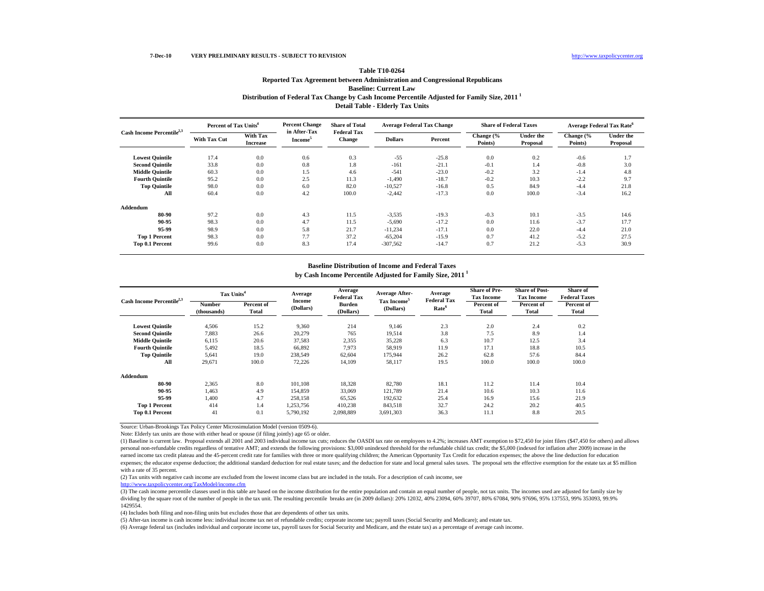7-Dec-10 VERY PRELIMINARY RESULTS - SUBJECT TO REVISION http://www.taxpolicycenter.org

## Table T10-0264

### Reported Tax Agreement between Administration and Congressional Republicans

### Baseline: Current Law

### Distribution of Federal Tax Change by Cash Income Percentile Adjusted for Family Size, 2011 [1]

### Detail Table - Elderly Tax Units

| Cash Income Percentile[2,3] | Percent of Tax Units[4] | | Percent Change in After-Tax Income[5] | Share of Total Federal Tax Change | Average Federal Tax Change | | Share of Federal Taxes | | Average Federal Tax Rate[6] | |
|---|---|---|---|---|---|---|---|---|---|---|
| | With Tax Cut | With Tax Increase | | | Dollars | Percent | Change (% Points) | Under the Proposal | Change (% Points) | Under the Proposal |
| **Lowest Quintile** | 17.4 | 0.0 | 0.6 | 0.3 | -55 | -25.8 | 0.0 | 0.2 | -0.6 | 1.7 |
| **Second Quintile** | 33.8 | 0.0 | 0.8 | 1.8 | -161 | -21.1 | -0.1 | 1.4 | -0.8 | 3.0 |
| **Middle Quintile** | 60.3 | 0.0 | 1.5 | 4.6 | -541 | -23.0 | -0.2 | 3.2 | -1.4 | 4.8 |
| **Fourth Quintile** | 95.2 | 0.0 | 2.5 | 11.3 | -1,490 | -18.7 | -0.2 | 10.3 | -2.2 | 9.7 |
| **Top Quintile** | 98.0 | 0.0 | 6.0 | 82.0 | -10,527 | -16.8 | 0.5 | 84.9 | -4.4 | 21.8 |
| **All** | 60.4 | 0.0 | 4.2 | 100.0 | -2,442 | -17.3 | 0.0 | 100.0 | -3.4 | 16.2 |
| **Addendum** | | | | | | | | | | |
| **80-90** | 97.2 | 0.0 | 4.3 | 11.5 | -3,535 | -19.3 | -0.3 | 10.1 | -3.5 | 14.6 |
| **90-95** | 98.3 | 0.0 | 4.7 | 11.5 | -5,690 | -17.2 | 0.0 | 11.6 | -3.7 | 17.7 |
| **95-99** | 98.9 | 0.0 | 5.8 | 21.7 | -11,234 | -17.1 | 0.0 | 22.0 | -4.4 | 21.0 |
| **Top 1 Percent** | 98.3 | 0.0 | 7.7 | 37.2 | -65,204 | -15.9 | 0.7 | 41.2 | -5.2 | 27.5 |
| **Top 0.1 Percent** | 99.6 | 0.0 | 8.3 | 17.4 | -307,562 | -14.7 | 0.7 | 21.2 | -5.3 | 30.9 |

### Baseline Distribution of Income and Federal Taxes

### by Cash Income Percentile Adjusted for Family Size, 2011 [1]

| Cash Income Percentile[2,3] | Tax Units[4] | | Average Income (Dollars) | Average Federal Tax Burden (Dollars) | Average After-Tax Income[5] (Dollars) | Average Federal Tax Rate[6] | Share of Pre-Tax Income | Share of Post-Tax Income | Share of Federal Taxes |
|---|---|---|---|---|---|---|---|---|---|
| | Number (thousands) | Percent of Total | | | | | Percent of Total | Percent of Total | Percent of Total |
| **Lowest Quintile** | 4,506 | 15.2 | 9,360 | 214 | 9,146 | 2.3 | 2.0 | 2.4 | 0.2 |
| **Second Quintile** | 7,883 | 26.6 | 20,279 | 765 | 19,514 | 3.8 | 7.5 | 8.9 | 1.4 |
| **Middle Quintile** | 6,115 | 20.6 | 37,583 | 2,355 | 35,228 | 6.3 | 10.7 | 12.5 | 3.4 |
| **Fourth Quintile** | 5,492 | 18.5 | 66,892 | 7,973 | 58,919 | 11.9 | 17.1 | 18.8 | 10.5 |
| **Top Quintile** | 5,641 | 19.0 | 238,549 | 62,604 | 175,944 | 26.2 | 62.8 | 57.6 | 84.4 |
| **All** | 29,671 | 100.0 | 72,226 | 14,109 | 58,117 | 19.5 | 100.0 | 100.0 | 100.0 |
| **Addendum** | | | | | | | | | |
| **80-90** | 2,365 | 8.0 | 101,108 | 18,328 | 82,780 | 18.1 | 11.2 | 11.4 | 10.4 |
| **90-95** | 1,463 | 4.9 | 154,859 | 33,069 | 121,789 | 21.4 | 10.6 | 10.3 | 11.6 |
| **95-99** | 1,400 | 4.7 | 258,158 | 65,526 | 192,632 | 25.4 | 16.9 | 15.6 | 21.9 |
| **Top 1 Percent** | 414 | 1.4 | 1,253,756 | 410,238 | 843,518 | 32.7 | 24.2 | 20.2 | 40.5 |
| **Top 0.1 Percent** | 41 | 0.1 | 5,790,192 | 2,098,889 | 3,691,303 | 36.3 | 11.1 | 8.8 | 20.5 |

Source: Urban-Brookings Tax Policy Center Microsimulation Model (version 0509-6).

Note: Elderly tax units are those with either head or spouse (if filing jointly) age 65 or older.

(1) Baseline is current law. Proposal extends all 2001 and 2003 individual income tax cuts; reduces the OASDI tax rate on employees to 4.2%; increases AMT exemption to $72,450 for joint filers ($47,450 for others) and allows personal non-refundable credits regardless of tentative AMT; and extends the following provisions: $3,000 unindexed threshold for the refundable child tax credit; the $5,000 (indexed for inflation after 2009) increase in the earned income tax credit plateau and the 45-percent credit rate for families with three or more qualifying children; the American Opportunity Tax Credit for education expenses; the above the line deduction for education expenses; the educator expense deduction; the additional standard deduction for real estate taxes; and the deduction for state and local general sales taxes. The proposal sets the effective exemption for the estate tax at $5 million with a rate of 35 percent.

(2) Tax units with negative cash income are excluded from the lowest income class but are included in the totals. For a description of cash income, see http://www.taxpolicycenter.org/TaxModel/income.cfm

(3) The cash income percentile classes used in this table are based on the income distribution for the entire population and contain an equal number of people, not tax units. The incomes used are adjusted for family size by dividing by the square root of the number of people in the tax unit. The resulting percentile breaks are (in 2009 dollars): 20% 12032, 40% 23094, 60% 39707, 80% 67084, 90% 97696, 95% 137553, 99% 353093, 99.9% 1429554.

(4) Includes both filing and non-filing units but excludes those that are dependents of other tax units.

(5) After-tax income is cash income less: individual income tax net of refundable credits; corporate income tax; payroll taxes (Social Security and Medicare); and estate tax.

(6) Average federal tax (includes individual and corporate income tax, payroll taxes for Social Security and Medicare, and the estate tax) as a percentage of average cash income.